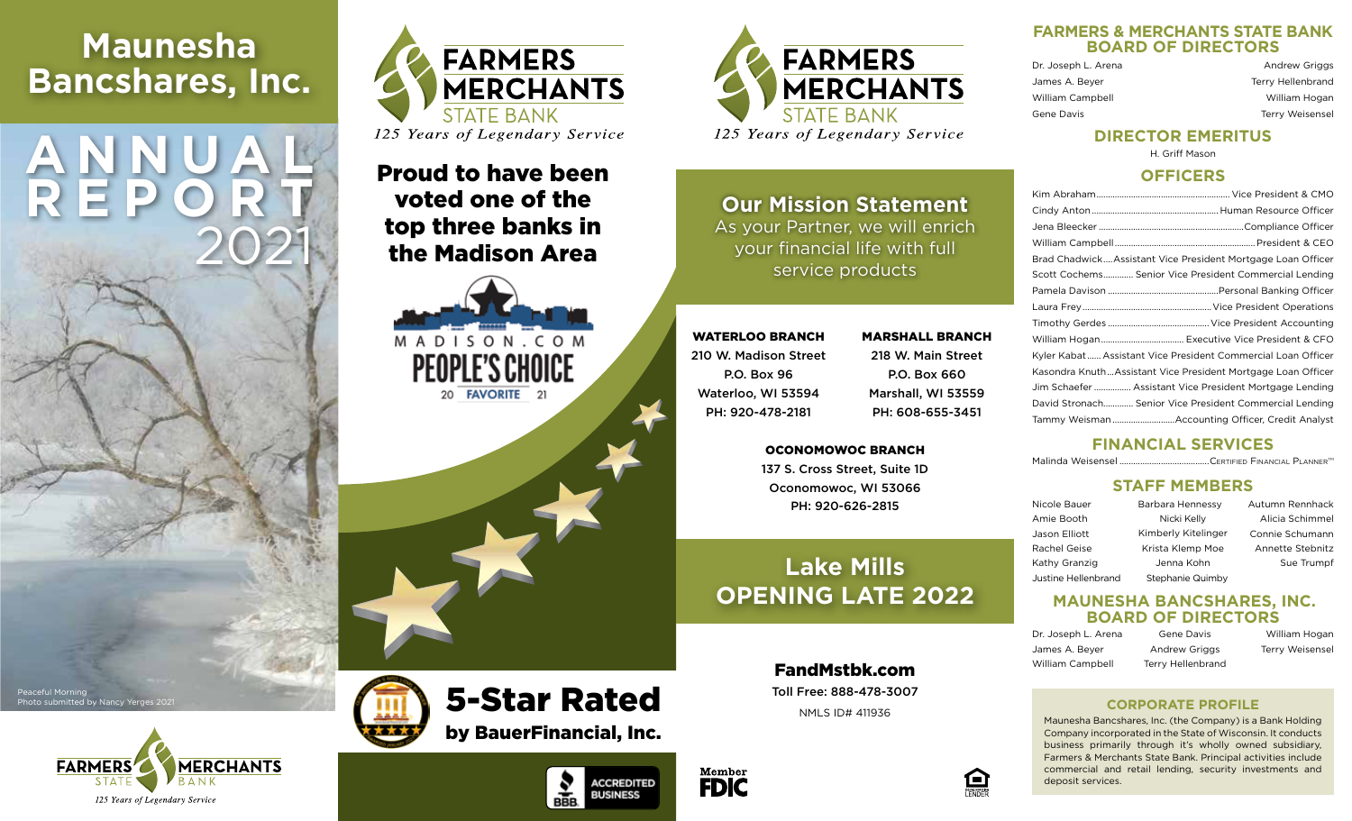# Maunesha Bancshares, Inc.

# ANNUAL REPORT 2021

Peaceful Morning
Photo submitted by Nancy Yerges 2021

FARMERS & MERCHANTS STATE BANK
*125 Years of Legendary Service*

---

FARMERS MERCHANTS STATE BANK
*125 Years of Legendary Service*

## Proud to have been voted one of the top three banks in the Madison Area

MADISON.COM PEOPLE'S CHOICE 20 FAVORITE 21

## 5-Star Rated
**by BauerFinancial, Inc.**

BBB ACCREDITED BUSINESS

---

FARMERS MERCHANTS STATE BANK
*125 Years of Legendary Service*

## Our Mission Statement

As your Partner, we will enrich your financial life with full service products

**WATERLOO BRANCH**
210 W. Madison Street
P.O. Box 96
Waterloo, WI 53594
PH: 920-478-2181

**MARSHALL BRANCH**
218 W. Main Street
P.O. Box 660
Marshall, WI 53559
PH: 608-655-3451

**OCONOMOWOC BRANCH**
137 S. Cross Street, Suite 1D
Oconomowoc, WI 53066
PH: 920-626-2815

## Lake Mills OPENING LATE 2022

**FandMstbk.com**
Toll Free: 888-478-3007
NMLS ID# 411936

Member FDIC

EQUAL HOUSING LENDER

---

## FARMERS & MERCHANTS STATE BANK BOARD OF DIRECTORS

Dr. Joseph L. Arena
James A. Beyer
William Campbell
Gene Davis
Andrew Griggs
Terry Hellenbrand
William Hogan
Terry Weisensel

## DIRECTOR EMERITUS

H. Griff Mason

## OFFICERS

- Kim Abraham — Vice President & CMO
- Cindy Anton — Human Resource Officer
- Jena Bleecker — Compliance Officer
- William Campbell — President & CEO
- Brad Chadwick — Assistant Vice President Mortgage Loan Officer
- Scott Cochems — Senior Vice President Commercial Lending
- Pamela Davison — Personal Banking Officer
- Laura Frey — Vice President Operations
- Timothy Gerdes — Vice President Accounting
- William Hogan — Executive Vice President & CFO
- Kyler Kabat — Assistant Vice President Commercial Loan Officer
- Kasondra Knuth — Assistant Vice President Mortgage Loan Officer
- Jim Schaefer — Assistant Vice President Mortgage Lending
- David Stronach — Senior Vice President Commercial Lending
- Tammy Weisman — Accounting Officer, Credit Analyst

## FINANCIAL SERVICES

- Malinda Weisensel — Certified Financial Planner™

## STAFF MEMBERS

Nicole Bauer
Amie Booth
Jason Elliott
Rachel Geise
Kathy Granzig
Justine Hellenbrand
Barbara Hennessy
Nicki Kelly
Kimberly Kitelinger
Krista Klemp Moe
Jenna Kohn
Stephanie Quimby
Autumn Rennhack
Alicia Schimmel
Connie Schumann
Annette Stebnitz
Sue Trumpf

## MAUNESHA BANCSHARES, INC. BOARD OF DIRECTORS

Dr. Joseph L. Arena
James A. Beyer
William Campbell
Gene Davis
Andrew Griggs
Terry Hellenbrand
William Hogan
Terry Weisensel

## CORPORATE PROFILE

Maunesha Bancshares, Inc. (the Company) is a Bank Holding Company incorporated in the State of Wisconsin. It conducts business primarily through it's wholly owned subsidiary, Farmers & Merchants State Bank. Principal activities include commercial and retail lending, security investments and deposit services.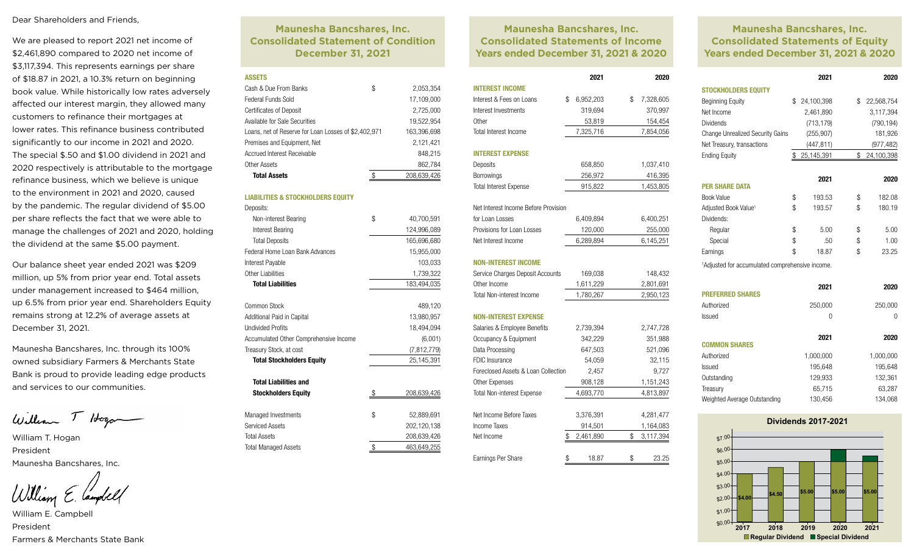Dear Shareholders and Friends,

We are pleased to report 2021 net income of $2,461,890 compared to 2020 net income of $3,117,394. This represents earnings per share of $18.87 in 2021, a 10.3% return on beginning book value. While historically low rates adversely affected our interest margin, they allowed many customers to refinance their mortgages at lower rates. This refinance business contributed significantly to our income in 2021 and 2020. The special $.50 and $1.00 dividend in 2021 and 2020 respectively is attributable to the mortgage refinance business, which we believe is unique to the environment in 2021 and 2020, caused by the pandemic. The regular dividend of $5.00 per share reflects the fact that we were able to manage the challenges of 2021 and 2020, holding the dividend at the same $5.00 payment.

Our balance sheet year ended 2021 was $209 million, up 5% from prior year end. Total assets under management increased to $464 million, up 6.5% from prior year end. Shareholders Equity remains strong at 12.2% of average assets at December 31, 2021.

Maunesha Bancshares, Inc. through its 100% owned subsidiary Farmers & Merchants State Bank is proud to provide leading edge products and services to our communities.

William T. Hogan
President
Maunesha Bancshares, Inc.

William E. Campbell
President
Farmers & Merchants State Bank

## Maunesha Bancshares, Inc. Consolidated Statement of Condition December 31, 2021

| | |
|---|---|
| **ASSETS** | |
| Cash & Due From Banks | $ 2,053,354 |
| Federal Funds Sold | 17,109,000 |
| Certificates of Deposit | 2,725,000 |
| Available for Sale Securities | 19,522,954 |
| Loans, net of Reserve for Loan Losses of $2,402,971 | 163,396,698 |
| Premises and Equipment, Net | 2,121,421 |
| Accrued Interest Receivable | 848,215 |
| Other Assets | 862,784 |
| **Total Assets** | $ 208,639,426 |
| **LIABILITIES & STOCKHOLDERS EQUITY** | |
| Deposits: | |
| Non-interest Bearing | $ 40,700,591 |
| Interest Bearing | 124,996,089 |
| Total Deposits | 165,696,680 |
| Federal Home Loan Bank Advances | 15,955,000 |
| Interest Payable | 103,033 |
| Other Liabilities | 1,739,322 |
| **Total Liabilities** | 183,494,035 |
| Common Stock | 489,120 |
| Additional Paid in Capital | 13,980,957 |
| Undivided Profits | 18,494,094 |
| Accumulated Other Comprehensive Income | (6,001) |
| Treasury Stock, at cost | (7,812,779) |
| **Total Stockholders Equity** | 25,145,391 |
| **Total Liabilities and Stockholders Equity** | $ 208,639,426 |
| Managed Investments | $ 52,889,691 |
| Serviced Assets | 202,120,138 |
| Total Assets | 208,639,426 |
| Total Managed Assets | $ 463,649,255 |

## Maunesha Bancshares, Inc. Consolidated Statements of Income Years ended December 31, 2021 & 2020

| | 2021 | 2020 |
|---|---|---|
| **INTEREST INCOME** | | |
| Interest & Fees on Loans | $ 6,952,203 | $ 7,328,605 |
| Interest Investments | 319,694 | 370,997 |
| Other | 53,819 | 154,454 |
| Total Interest Income | 7,325,716 | 7,854,056 |
| **INTEREST EXPENSE** | | |
| Deposits | 658,850 | 1,037,410 |
| Borrowings | 256,972 | 416,395 |
| Total Interest Expense | 915,822 | 1,453,805 |
| Net Interest Income Before Provision for Loan Losses | 6,409,894 | 6,400,251 |
| Provisions for Loan Losses | 120,000 | 255,000 |
| Net Interest Income | 6,289,894 | 6,145,251 |
| **NON-INTEREST INCOME** | | |
| Service Charges Deposit Accounts | 169,038 | 148,432 |
| Other Income | 1,611,229 | 2,801,691 |
| Total Non-interest Income | 1,780,267 | 2,950,123 |
| **NON-INTEREST EXPENSE** | | |
| Salaries & Employee Benefits | 2,739,394 | 2,747,728 |
| Occupancy & Equipment | 342,229 | 351,988 |
| Data Processing | 647,503 | 521,096 |
| FDIC Insurance | 54,059 | 32,115 |
| Foreclosed Assets & Loan Collection | 2,457 | 9,727 |
| Other Expenses | 908,128 | 1,151,243 |
| Total Non-interest Expense | 4,693,770 | 4,813,897 |
| Net Income Before Taxes | 3,376,391 | 4,281,477 |
| Income Taxes | 914,501 | 1,164,083 |
| Net Income | $ 2,461,890 | $ 3,117,394 |
| Earnings Per Share | $ 18.87 | $ 23.25 |

## Maunesha Bancshares, Inc. Consolidated Statements of Equity Years ended December 31, 2021 & 2020

| | 2021 | 2020 |
|---|---|---|
| **STOCKHOLDERS EQUITY** | | |
| Beginning Equity | $ 24,100,398 | $ 22,568,754 |
| Net Income | 2,461,890 | 3,117,394 |
| Dividends | (713,179) | (790,194) |
| Change Unrealized Security Gains | (255,907) | 181,926 |
| Net Treasury, transactions | (447,811) | (977,482) |
| Ending Equity | $ 25,145,391 | $ 24,100,398 |

| | 2021 | 2020 |
|---|---|---|
| **PER SHARE DATA** | | |
| Book Value | $ 193.53 | $ 182.08 |
| Adjusted Book Value[1] | $ 193.57 | $ 180.19 |
| Dividends: | | |
| Regular | $ 5.00 | $ 5.00 |
| Special | $ .50 | $ 1.00 |
| Earnings | $ 18.87 | $ 23.25 |

[1]Adjusted for accumulated comprehensive income.

| | 2021 | 2020 |
|---|---|---|
| **PREFERRED SHARES** | | |
| Authorized | 250,000 | 250,000 |
| Issued | 0 | 0 |

| | 2021 | 2020 |
|---|---|---|
| **COMMON SHARES** | | |
| Authorized | 1,000,000 | 1,000,000 |
| Issued | 195,648 | 195,648 |
| Outstanding | 129,933 | 132,361 |
| Treasury | 65,715 | 63,287 |
| Weighted Average Outstanding | 130,456 | 134,068 |

**Dividends 2017-2021**

$7.00
$6.00
$5.00
$4.00
$3.00
$2.00
$1.00
$0.00

$4.00
$4.50
$5.00
$5.00
$5.00

2017
2018
2019
2020
2021

Regular Dividend
Special Dividend